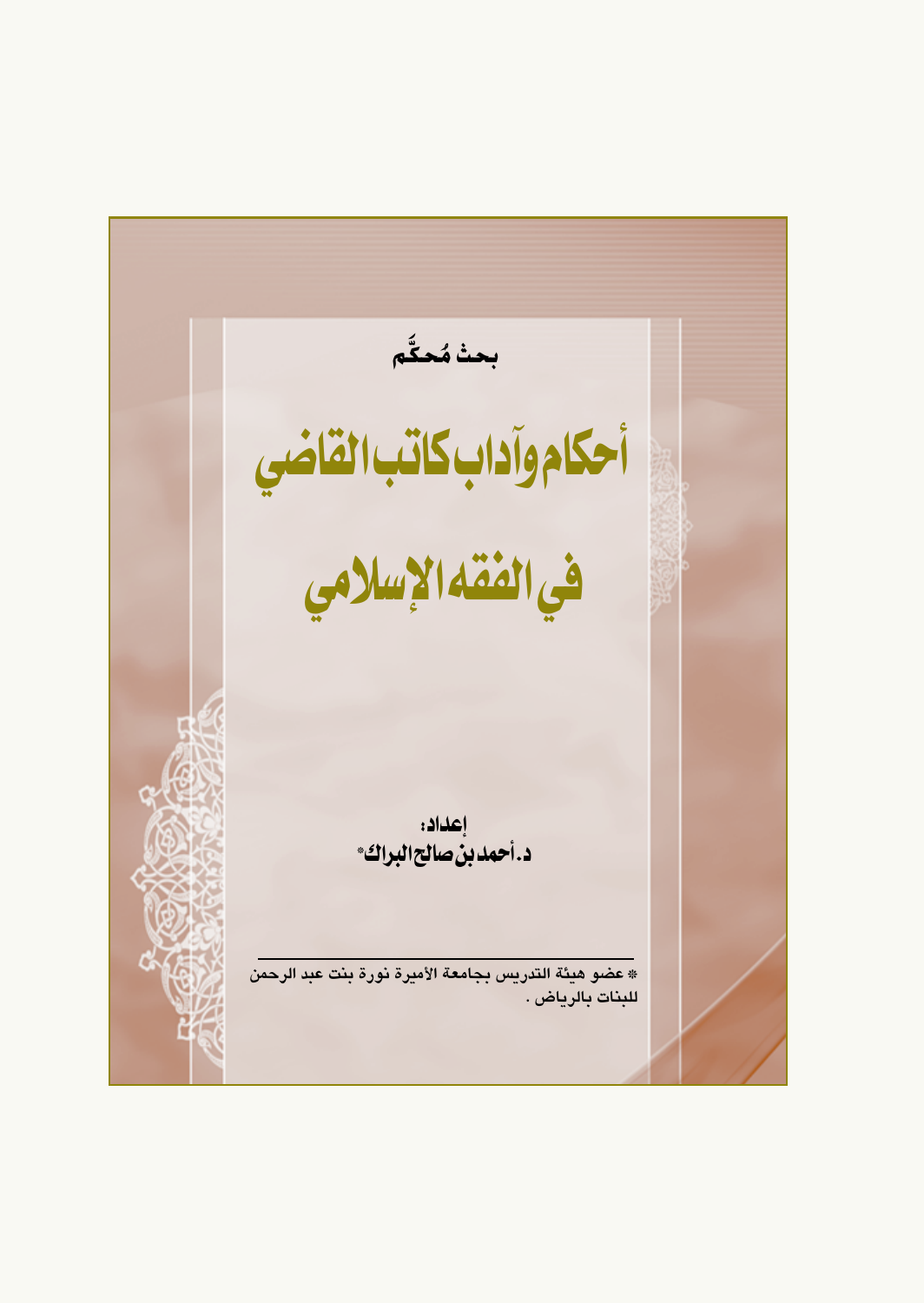بحث مُحكَّم

# أحكام وآداب كاتب القاضي في الفقه الإسلامي

إعداد:

د. أحمد بن صالح البراك*

---

* عضو هيئة التدريس بجامعة الأميرة نورة بنت عبد الرحمن للبنات بالرياض .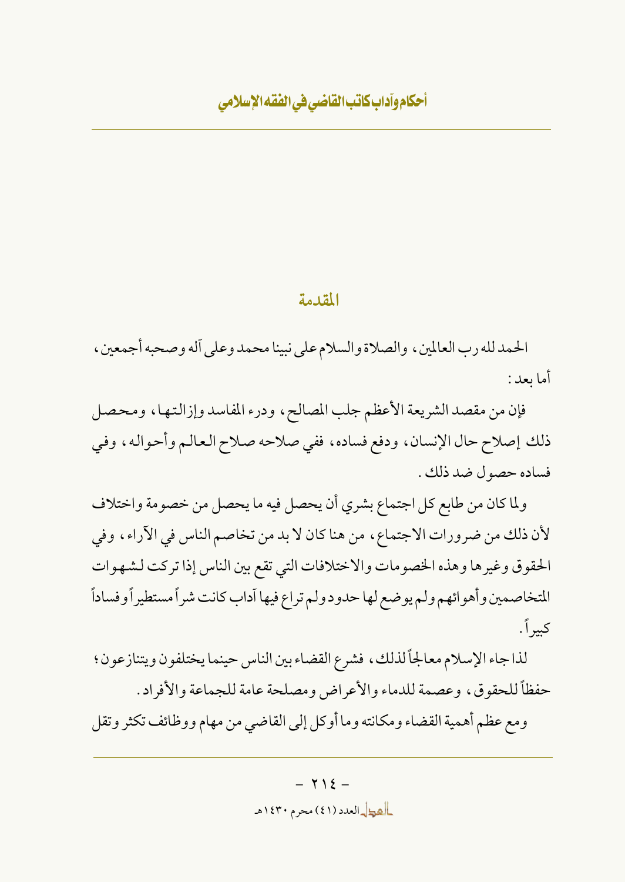## المقدمة

الحمد لله رب العالمين، والصلاة والسلام على نبينا محمد وعلى آله وصحبه أجمعين، أما بعد:

فإن من مقصد الشريعة الأعظم جلب المصالح، ودرء المفاسد وإزالتها، ومحصل ذلك إصلاح حال الإنسان، ودفع فساده، ففي صلاحه صلاح العالم وأحواله، وفي فساده حصول ضد ذلك.

ولما كان من طابع كل اجتماع بشري أن يحصل فيه ما يحصل من خصومة واختلاف لأن ذلك من ضرورات الاجتماع، من هنا كان لا بد من تخاصم الناس في الآراء، وفي الحقوق وغيرها وهذه الخصومات والاختلافات التي تقع بين الناس إذا تركت لشهوات المتخاصمين وأهوائهم ولم يوضع لها حدود ولم تراع فيها آداب كانت شراً مستطيراً وفساداً كبيراً.

لذا جاء الإسلام معالجاً لذلك، فشرع القضاء بين الناس حينما يختلفون ويتنازعون؛ حفظاً للحقوق، وعصمة للدماء والأعراض ومصلحة عامة للجماعة والأفراد.

ومع عظم أهمية القضاء ومكانته وما أوكل إلى القاضي من مهام ووظائف تكثر وتقل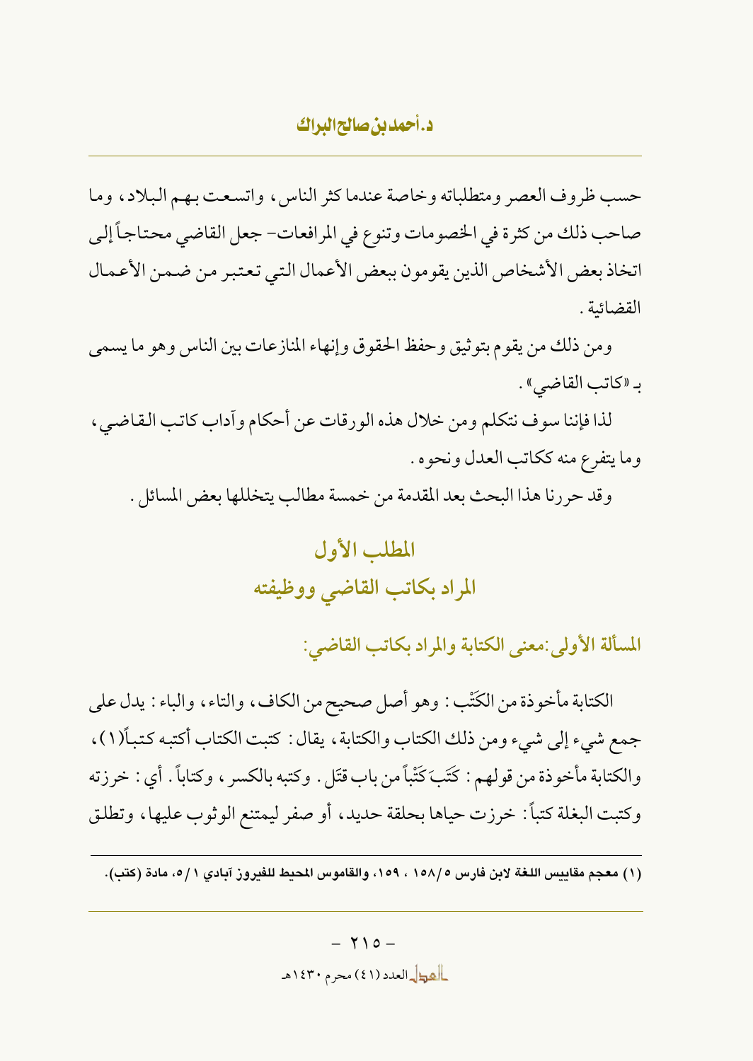حسب ظروف العصر ومتطلباته وخاصة عندما كثر الناس، واتسعت بهم البلاد، وما صاحب ذلك من كثرة في الخصومات وتنوع في المرافعات- جعل القاضي محتاجاً إلى اتخاذ بعض الأشخاص الذين يقومون ببعض الأعمال التي تعتبر من ضمن الأعمال القضائية.

ومن ذلك من يقوم بتوثيق وحفظ الحقوق وإنهاء المنازعات بين الناس وهو ما يسمى بـ «كاتب القاضي».

لذا فإننا سوف نتكلم ومن خلال هذه الورقات عن أحكام وآداب كاتب القاضي، وما يتفرع منه ككاتب العدل ونحوه.

وقد حررنا هذا البحث بعد المقدمة من خمسة مطالب يتخللها بعض المسائل.

## المطلب الأول
## المراد بكاتب القاضي ووظيفته

### المسألة الأولى: معنى الكتابة والمراد بكاتب القاضي:

الكتابة مأخوذة من الكَتْب: وهو أصل صحيح من الكاف، والتاء، والباء: يدل على جمع شيء إلى شيء ومن ذلك الكتاب والكتابة، يقال: كتبت الكتاب أكتبه كتباً(1)، والكتابة مأخوذة من قولهم: كَتَبَ كَتْباً من باب قتَل. وكتبه بالكسر، وكتاباً. أي: خرزته وكتبت البغلة كتباً: خرزت حياها بحلقة حديد، أو صفر ليمتنع الوثوب عليها، وتطلق

---

(1) معجم مقاييس اللغة لابن فارس 5/158، 159، والقاموس المحيط للفيروز آبادي 1/5، مادة (كتب).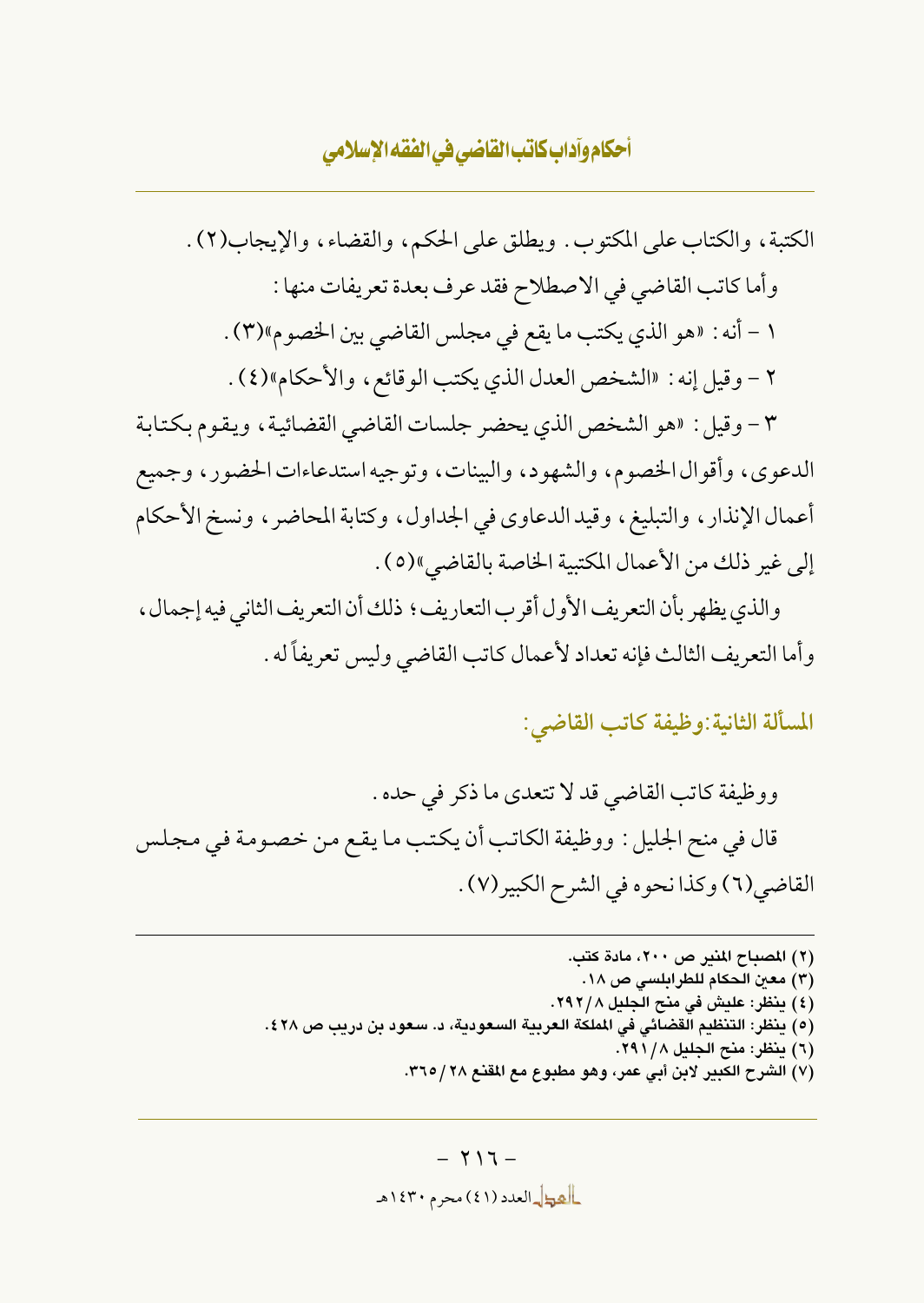الكتبة، والكتاب على المكتوب. ويطلق على الحكم، والقضاء، والإيجاب(٢).

وأما كاتب القاضي في الاصطلاح فقد عرف بعدة تعريفات منها:

١ - أنه: «هو الذي يكتب ما يقع في مجلس القاضي بين الخصوم»(٣).

٢ - وقيل إنه: «الشخص العدل الذي يكتب الوقائع، والأحكام»(٤).

٣ - وقيل: «هو الشخص الذي يحضر جلسات القاضي القضائية، ويقوم بكتابة الدعوى، وأقوال الخصوم، والشهود، والبينات، وتوجيه استدعاءات الحضور، وجميع أعمال الإنذار، والتبليغ، وقيد الدعاوى في الجداول، وكتابة المحاضر، ونسخ الأحكام إلى غير ذلك من الأعمال المكتبية الخاصة بالقاضي»(٥).

والذي يظهر بأن التعريف الأول أقرب التعاريف؛ ذلك أن التعريف الثاني فيه إجمال، وأما التعريف الثالث فإنه تعداد لأعمال كاتب القاضي وليس تعريفاً له.

## المسألة الثانية: وظيفة كاتب القاضي:

ووظيفة كاتب القاضي قد لا تتعدى ما ذكر في حده.

قال في منح الجليل: ووظيفة الكاتب أن يكتب ما يقع من خصومة في مجلس القاضي(٦) وكذا نحوه في الشرح الكبير(٧).

---

(٢) المصباح المنير ص ٢٠٠، مادة كتب.

(٣) معين الحكام للطرابلسي ص ١٨.

(٤) ينظر: عليش في منح الجليل ٢٩٢/٨.

(٥) ينظر: التنظيم القضائي في المملكة العربية السعودية، د. سعود بن دريب ص ٤٢٨.

(٦) ينظر: منح الجليل ٢٩١/٨.

(٧) الشرح الكبير لابن أبي عمر، وهو مطبوع مع المقنع ٣٦٥/٢٨.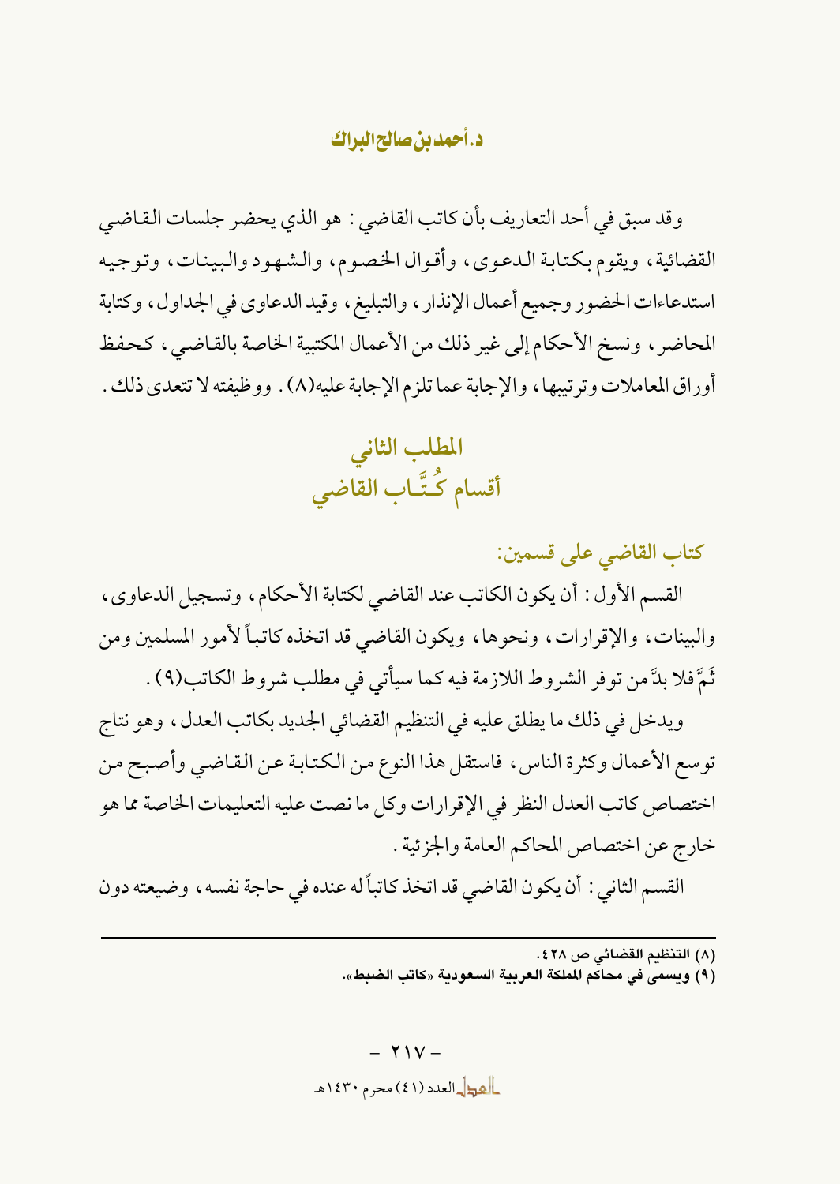وقد سبق في أحد التعاريف بأن كاتب القاضي : هو الذي يحضر جلسات القاضي القضائية، ويقوم بكتابة الدعوى، وأقوال الخصوم، والشهود والبينات، وتوجيه استدعاءات الحضور وجميع أعمال الإنذار، والتبليغ، وقيد الدعاوى في الجداول، وكتابة المحاضر، ونسخ الأحكام إلى غير ذلك من الأعمال المكتبية الخاصة بالقاضي، كحفظ أوراق المعاملات وترتيبها، والإجابة عما تلزم الإجابة عليه(٨). ووظيفته لا تتعدى ذلك.

## المطلب الثاني
## أقسام كُـتَّـاب القاضي

### كتاب القاضي على قسمين:

القسم الأول : أن يكون الكاتب عند القاضي لكتابة الأحكام، وتسجيل الدعاوى، والبينات، والإقرارات، ونحوها، ويكون القاضي قد اتخذه كاتباً لأمور المسلمين ومن ثَمَّ فلا بدَّ من توفر الشروط اللازمة فيه كما سيأتي في مطلب شروط الكاتب(٩).

ويدخل في ذلك ما يطلق عليه في التنظيم القضائي الجديد بكاتب العدل، وهو نتاج توسع الأعمال وكثرة الناس، فاستقل هذا النوع من الكتابة عن القاضي وأصبح من اختصاص كاتب العدل النظر في الإقرارات وكل ما نصت عليه التعليمات الخاصة مما هو خارج عن اختصاص المحاكم العامة والجزئية.

القسم الثاني : أن يكون القاضي قد اتخذ كاتباً له عنده في حاجة نفسه، وضيعته دون

---

(٨) التنظيم القضائي ص ٤٢٨.
(٩) ويسمى في محاكم المملكة العربية السعودية «كاتب الضبط».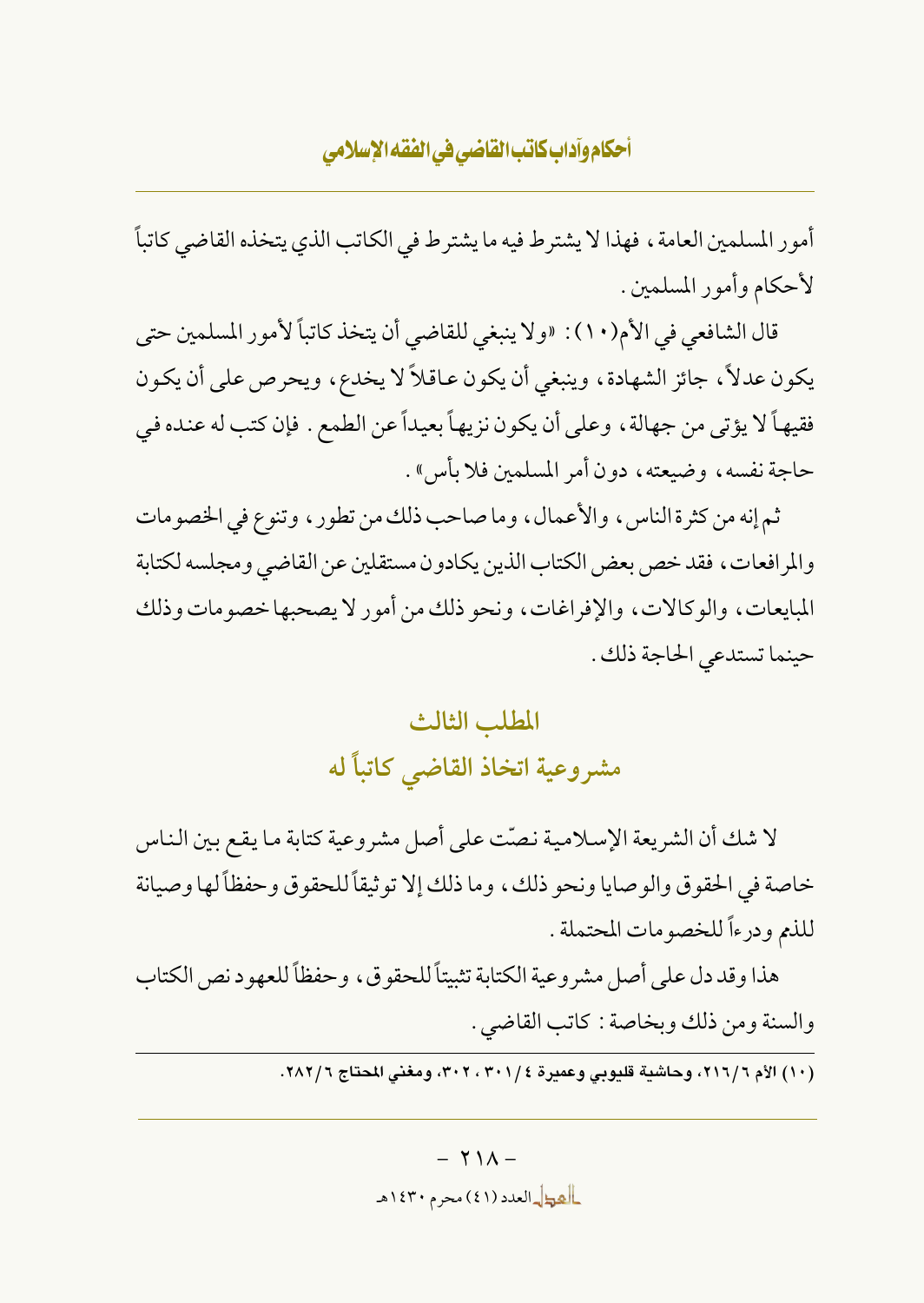أمور المسلمين العامة، فهذا لا يشترط فيه ما يشترط في الكاتب الذي يتخذه القاضي كاتباً لأحكام وأمور المسلمين.

قال الشافعي في الأم(١٠): «ولا ينبغي للقاضي أن يتخذ كاتباً لأمور المسلمين حتى يكون عدلاً، جائز الشهادة، وينبغي أن يكون عاقلاً لا يخدع، ويحرص على أن يكون فقيهاً لا يؤتى من جهالة، وعلى أن يكون نزيهاً بعيداً عن الطمع. فإن كتب له عنده في حاجة نفسه، وضيعته، دون أمر المسلمين فلا بأس».

ثم إنه من كثرة الناس، والأعمال، وما صاحب ذلك من تطور، وتنوع في الخصومات والمرافعات، فقد خص بعض الكتاب الذين يكادون مستقلين عن القاضي ومجلسه لكتابة المبايعات، والوكالات، والإفراغات، ونحو ذلك من أمور لا يصحبها خصومات وذلك حينما تستدعي الحاجة ذلك.

## المطلب الثالث
## مشروعية اتخاذ القاضي كاتباً له

لا شك أن الشريعة الإسلامية نصّت على أصل مشروعية كتابة ما يقع بين الناس خاصة في الحقوق والوصايا ونحو ذلك، وما ذلك إلا توثيقاً للحقوق وحفظاً لها وصيانة للذمم ودرءاً للخصومات المحتملة.

هذا وقد دل على أصل مشروعية الكتابة تثبيتاً للحقوق، وحفظاً للعهود نص الكتاب والسنة ومن ذلك وبخاصة: كاتب القاضي.

---

**(١٠) الأم ٢١٦/٦، وحاشية قليوبي وعميرة ٣٠١/٤، ٣٠٢، ومغني المحتاج ٢٨٢/٦.**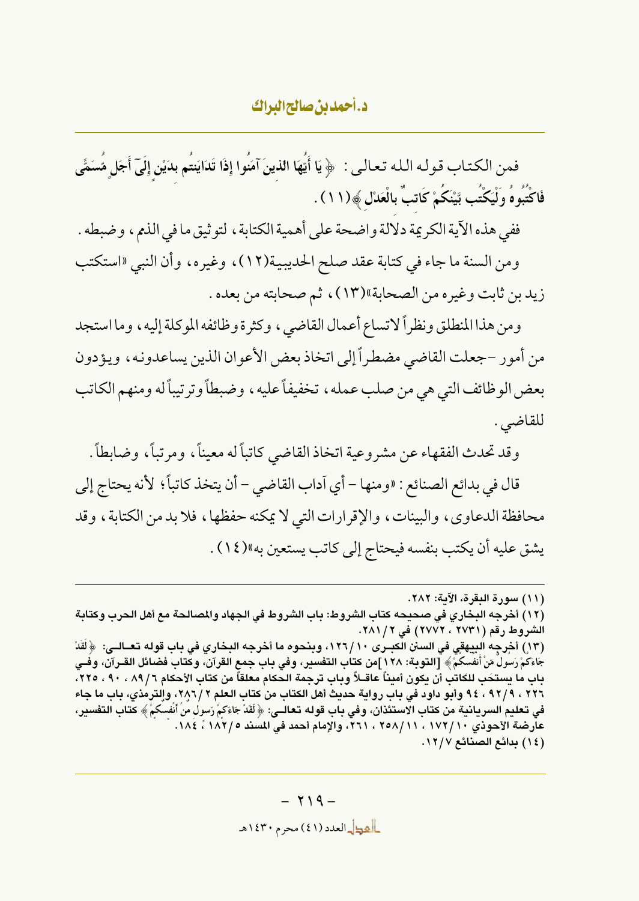فمن الكتاب قوله الله تعالى : ﴿يَا أَيُّهَا الَّذِينَ آمَنُوا إِذَا تَدَايَنتُم بِدَيْنٍ إِلَىٰ أَجَلٍ مُّسَمًّى فَاكْتُبُوهُ وَلْيَكْتُب بَّيْنَكُمْ كَاتِبٌ بِالْعَدْلِ﴾(١١) .

ففي هذه الآية الكريمة دلالة واضحة على أهمية الكتابة ، لتوثيق ما في الذمم ، وضبطه .

ومن السنة ما جاء في كتابة عقد صلح الحديبية(١٢) ، وغيره ، وأن النبي «استكتب زيد بن ثابت وغيره من الصحابة»(١٣) ، ثم صحابته من بعده .

ومن هذا المنطلق ونظراً لاتساع أعمال القاضي ، وكثرة وظائفه الموكلة إليه ، وما استجد من أمور -جعلت القاضي مضطراً إلى اتخاذ بعض الأعوان الذين يساعدونه ، ويؤدون بعض الوظائف التي هي من صلب عمله ، تخفيفاً عليه ، وضبطاً وترتيباً له ومنهم الكاتب للقاضي .

وقد تحدث الفقهاء عن مشروعية اتخاذ القاضي كاتباً له معيناً ، ومرتباً ، وضابطاً .

قال في بدائع الصنائع : «ومنها – أي آداب القاضي – أن يتخذ كاتباً ؛ لأنه يحتاج إلى محافظة الدعاوى ، والبينات ، والإقرارات التي لا يمكنه حفظها ، فلا بد من الكتابة ، وقد يشق عليه أن يكتب بنفسه فيحتاج إلى كاتب يستعين به»(١٤) .

---

(١١) سورة البقرة، الآية: ٢٨٢.

(١٢) أخرجه البخاري في صحيحه كتاب الشروط: باب الشروط في الجهاد والمصالحة مع أهل الحرب وكتابة الشروط رقم (٢٧٣١ ، ٢٧٧٢) في ٢ / ٢٨١.

(١٣) أخرجه البيهقي في السنن الكبرى ١٠ / ١٢٦، وبنحوه ما أخرجه البخاري في باب قوله تعالى: ﴿لَقَدْ جَاءَكُمْ رَسُولٌ مِّنْ أَنفُسِكُمْ﴾ [التوبة: ١٢٨]من كتاب التفسير، وفي باب جمع القرآن، وكتاب فضائل القرآن، وفي باب ما يستحب للكاتب أن يكون أميناً عاقلاً وباب ترجمة الحكام معلقاً من كتاب الأحكام ٦ / ٨٩ ، ٩٠ ، ٢٢٥، ٢٢٦ ، ٩ / ٩٢ ، ٩٤ وأبو داود في باب رواية حديث أهل الكتاب من كتاب العلم ٢ / ٢٨٦، والترمذي، باب ما جاء في تعليم السريانية من كتاب الاستئذان، وفي باب قوله تعالى: ﴿لَقَدْ جَاءَكُمْ رَسُولٌ مِّنْ أَنفُسِكُمْ﴾ كتاب التفسير، عارضة الأحوذي ١٠ / ١٧٢ ، ١١ / ٢٥٨ ، ٢٦١، والإمام أحمد في المسند ٥ / ١٨٢ ، ١٨٤.

(١٤) بدائع الصنائع ٧ / ١٢.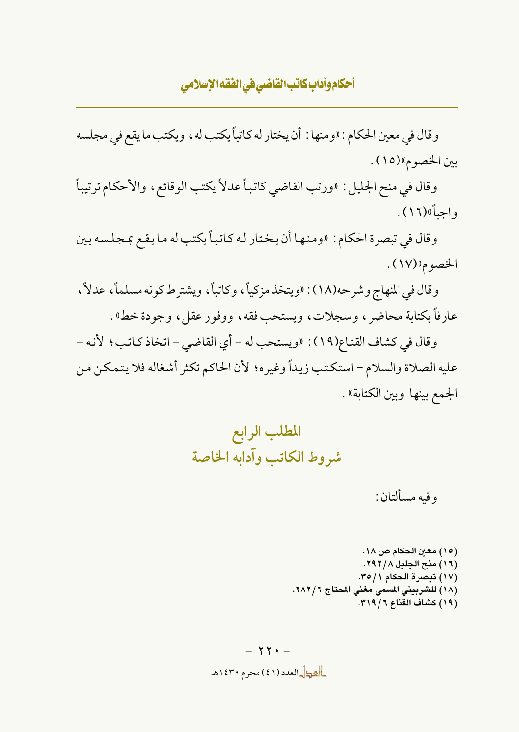وقال في معين الحكام: «ومنها: أن يختار له كاتباً يكتب له، ويكتب ما يقع في مجلسه بين الخصوم»(١٥).

وقال في منح الجليل: «ورتب القاضي كاتباً عدلاً يكتب الوقائع، والأحكام ترتيباً واجباً»(١٦).

وقال في تبصرة الحكام: «ومنها أن يختار له كاتباً يكتب له ما يقع بمجلسه بين الخصوم»(١٧).

وقال في المنهاج وشرحه(١٨): «ويتخذ مزكياً، وكاتباً، ويشترط كونه مسلماً، عدلاً، عارفاً بكتابة محاضر، وسجلات، ويستحب فقه، ووفور عقل، وجودة خط».

وقال في كشاف القناع(١٩): «ويستحب له - أي القاضي - اتخاذ كاتب؛ لأنه - عليه الصلاة والسلام - استكتب زيداً وغيره؛ لأن الحاكم تكثر أشغاله فلا يتمكن من الجمع بينها وبين الكتابة».

## المطلب الرابع
## شروط الكاتب وآدابه الخاصة

وفيه مسألتان:

---

(١٥) معين الحكام ص ١٨.
(١٦) منح الجليل ٨/٢٩٢.
(١٧) تبصرة الحكام ١/٣٥.
(١٨) للشربيني المسمى مغني المحتاج ٦/٢٨٢.
(١٩) كشاف القناع ٦/٣١٩.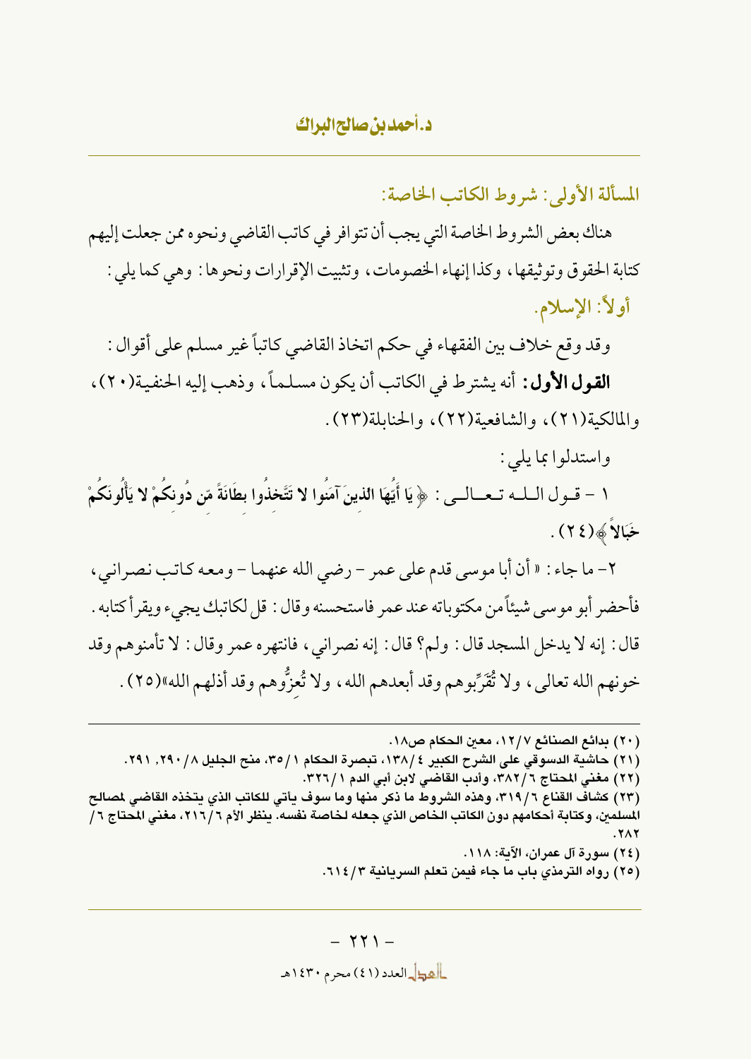## المسألة الأولى: شروط الكاتب الخاصة:

هناك بعض الشروط الخاصة التي يجب أن تتوافر في كاتب القاضي ونحوه ممن جعلت إليهم كتابة الحقوق وتوثيقها، وكذا إنهاء الخصومات، وتثبيت الإقرارات ونحوها: وهي كما يلي:

### أولاً: الإسلام.

وقد وقع خلاف بين الفقهاء في حكم اتخاذ القاضي كاتباً غير مسلم على أقوال:

**القول الأول:** أنه يشترط في الكاتب أن يكون مسلماً، وذهب إليه الحنفية(٢٠)، والمالكية(٢١)، والشافعية(٢٢)، والحنابلة(٢٣).

واستدلوا بما يلي:

١ - قول الله تعالى: ﴿ يَا أَيُّهَا الَّذِينَ آمَنُوا لا تَتَّخِذُوا بِطَانَةً مِّن دُونِكُمْ لا يَأْلُونَكُمْ خَبَالاً ﴾(٢٤).

٢- ما جاء: «أن أبا موسى قدم على عمر - رضي الله عنهما - ومعه كاتب نصراني، فأحضر أبو موسى شيئاً من مكتوباته عند عمر فاستحسنه وقال: قل لكاتبك يجيء ويقرأ كتابه. قال: إنه لا يدخل المسجد قال: ولم؟ قال: إنه نصراني، فانتهره عمر وقال: لا تأمنوهم وقد خونهم الله تعالى، ولا تُقَرِّبوهم وقد أبعدهم الله، ولا تُعِزُّوهم وقد أذلهم الله»(٢٥).

---

(٢٠) بدائع الصنائع ٧/١٢، معين الحكام ص١٨.

(٢١) حاشية الدسوقي على الشرح الكبير ٤/١٣٨، تبصرة الحكام ١/٣٥، منح الجليل ٨/٢٩٠، ٢٩١.

(٢٢) مغني المحتاج ٦/٣٨٢، وأدب القاضي لابن أبي الدم ١/٣٢٦.

(٢٣) كشاف القناع ٦/٣١٩، وهذه الشروط ما ذكر منها وما سوف يأتي للكاتب الذي يتخذه القاضي لمصالح المسلمين، وكتابة أحكامهم دون الكاتب الخاص الذي جعله لخاصة نفسه. ينظر الأم ٦/٢١٦، مغني المحتاج ٦/ ٢٨٢.

(٢٤) سورة آل عمران، الآية: ١١٨.

(٢٥) رواه الترمذي باب ما جاء فيمن تعلم السريانية ٣/٦١٤.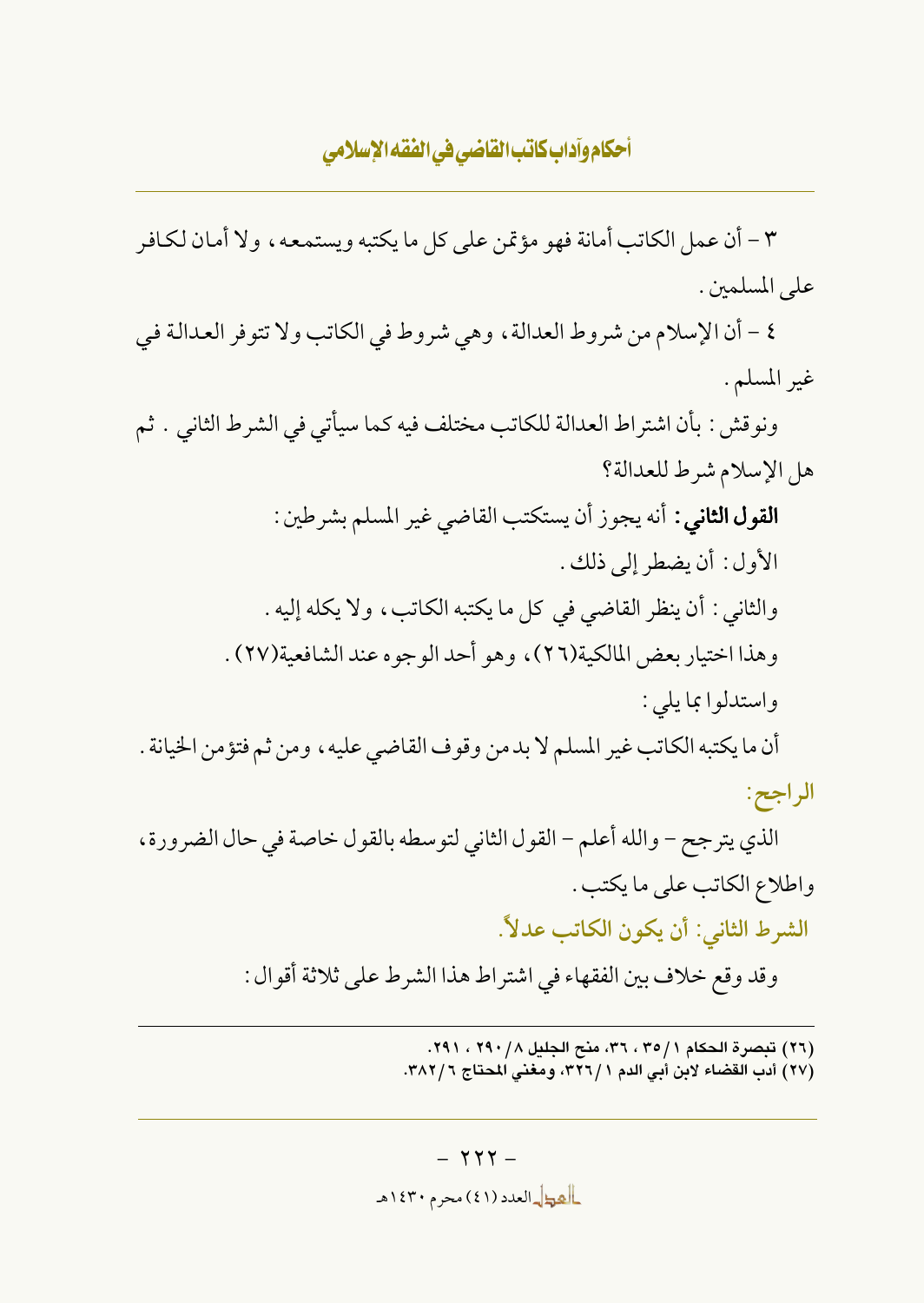٣ – أن عمل الكاتب أمانة فهو مؤتمن على كل ما يكتبه ويستمعه، ولا أمان لكافر على المسلمين.

٤ – أن الإسلام من شروط العدالة، وهي شروط في الكاتب ولا تتوفر العدالة في غير المسلم.

ونوقش: بأن اشتراط العدالة للكاتب مختلف فيه كما سيأتي في الشرط الثاني. ثم هل الإسلام شرط للعدالة؟

**القول الثاني:** أنه يجوز أن يستكتب القاضي غير المسلم بشرطين:

الأول: أن يضطر إلى ذلك.

والثاني: أن ينظر القاضي في كل ما يكتبه الكاتب، ولا يكله إليه.

وهذا اختيار بعض المالكية(٢٦)، وهو أحد الوجوه عند الشافعية(٢٧).

واستدلوا بما يلي:

أن ما يكتبه الكاتب غير المسلم لا بد من وقوف القاضي عليه، ومن ثم فتؤمن الخيانة.

**الراجح:**

الذي يترجح – والله أعلم – القول الثاني لتوسطه بالقول خاصة في حال الضرورة، واطلاع الكاتب على ما يكتب.

**الشرط الثاني: أن يكون الكاتب عدلاً.**

وقد وقع خلاف بين الفقهاء في اشتراط هذا الشرط على ثلاثة أقوال:

---

(٢٦) تبصرة الحكام ١/٣٥، ٣٦، منح الجليل ٨/٢٩٠، ٢٩١.

(٢٧) أدب القضاء لابن أبي الدم ١/٣٢٦، ومغني المحتاج ٦/٣٨٢.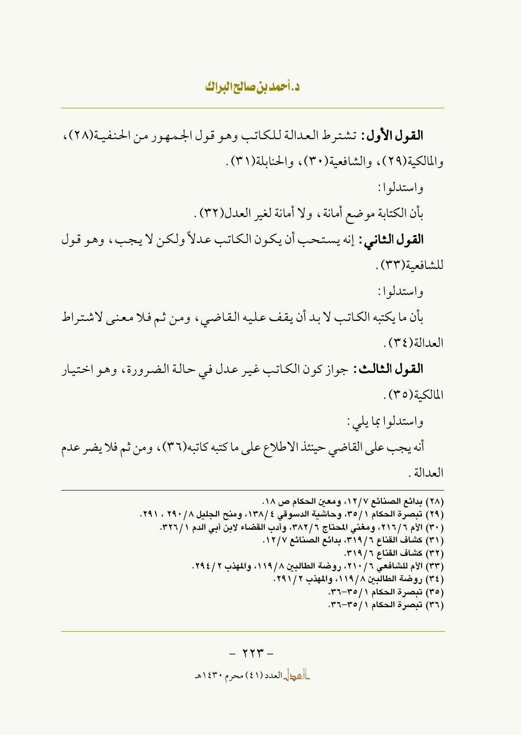**القول الأول:** تشترط العدالة للكاتب وهو قول الجمهور من الحنفية(٢٨)، والمالكية(٢٩)، والشافعية(٣٠)، والحنابلة(٣١).

واستدلوا:

بأن الكتابة موضع أمانة، ولا أمانة لغير العدل(٣٢).

**القول الثاني:** إنه يستحب أن يكون الكاتب عدلاً ولكن لا يجب، وهو قول للشافعية(٣٣).

واستدلوا:

بأن ما يكتبه الكاتب لا بد أن يقف عليه القاضي، ومن ثم فلا معنى لاشتراط العدالة(٣٤).

**القول الثالث:** جواز كون الكاتب غير عدل في حالة الضرورة، وهو اختيار المالكية(٣٥).

واستدلوا بما يلي:

أنه يجب على القاضي حينئذ الاطلاع على ما كتبه كاتبه(٣٦)، ومن ثم فلا يضر عدم العدالة.

---

(٢٨) بدائع الصنائع ٧/١٢، ومعين الحكام ص ١٨.
(٢٩) تبصرة الحكام ١/٣٥، وحاشية الدسوقي ٤/١٣٨، ومنح الجليل ٨/٢٩٠ ، ٢٩١.
(٣٠) الأم ٦/٢١٦، ومغني المحتاج ٦/٣٨٢، وأدب القضاء لابن أبي الدم ١/٣٢٦.
(٣١) كشاف القناع ٦/٣١٩، بدائع الصنائع ٧/١٢.
(٣٢) كشاف القناع ٦/٣١٩.
(٣٣) الأم للشافعي ٦/٢١٠، روضة الطالبين ٨/١١٩، والمهذب ٢/٢٩٤.
(٣٤) روضة الطالبين ٨/١١٩، والمهذب ٢/٢٩١.
(٣٥) تبصرة الحكام ١/٣٥-٣٦.
(٣٦) تبصرة الحكام ١/٣٥-٣٦.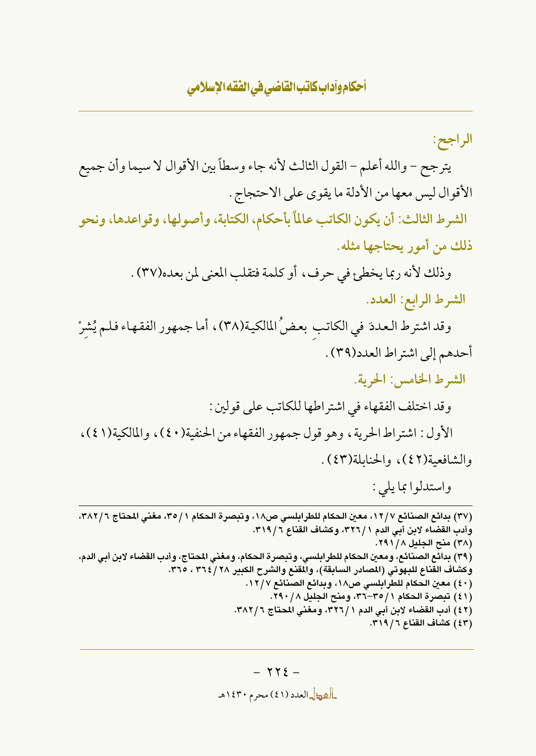**الراجح:**

يترجح – والله أعلم – القول الثالث لأنه جاء وسطاً بين الأقوال لا سيما وأن جميع الأقوال ليس معها من الأدلة ما يقوى على الاحتجاج.

**الشرط الثالث: أن يكون الكاتب عالماً بأحكام، الكتابة، وأصولها، وقواعدها، ونحو ذلك من أمور يحتاجها مثله.**

وذلك لأنه ربما يخطئ في حرف، أو كلمة فتقلب المعنى لمن بعده(٣٧).

**الشرط الرابع: العدد.**

وقد اشترط العددَ في الكاتبِ بعضُ المالكية(٣٨)، أما جمهور الفقهاء فلم يُشِرْ أحدهم إلى اشتراط العدد(٣٩).

**الشرط الخامس: الحرية.**

وقد اختلف الفقهاء في اشتراطها للكاتب على قولين:

الأول: اشتراط الحرية، وهو قول جمهور الفقهاء من الحنفية(٤٠)، والمالكية(٤١)، والشافعية(٤٢)، والحنابلة(٤٣).

واستدلوا بما يلي:

---

(٣٧) بدائع الصنائع ٧/١٢، معين الحكام للطرابلسي ص١٨، وتبصرة الحكام ١/٣٥، مغني المحتاج ٦/٣٨٢، وأدب القضاء لابن أبي الدم ١/٣٢٦، وكشاف القناع ٦/٣١٩.

(٣٨) منح الجليل ٨/٢٩١.

(٣٩) بدائع الصنائع، ومعين الحكام للطرابلسي، وتبصرة الحكام، ومغني المحتاج، وأدب القضاء لابن أبي الدم، وكشاف القناع للبهوتي (المصادر السابقة)، والمقنع والشرح الكبير ٢٨/٣٦٤، ٣٦٥.

(٤٠) معين الحكام للطرابلسي ص١٨، وبدائع الصنائع ٧/١٢.

(٤١) تبصرة الحكام ١/٣٥-٣٦، ومنح الجليل ٨/٢٩٠.

(٤٢) أدب القضاء لابن أبي الدم ١/٣٢٦، ومغني المحتاج ٦/٣٨٢.

(٤٣) كشاف القناع ٦/٣١٩.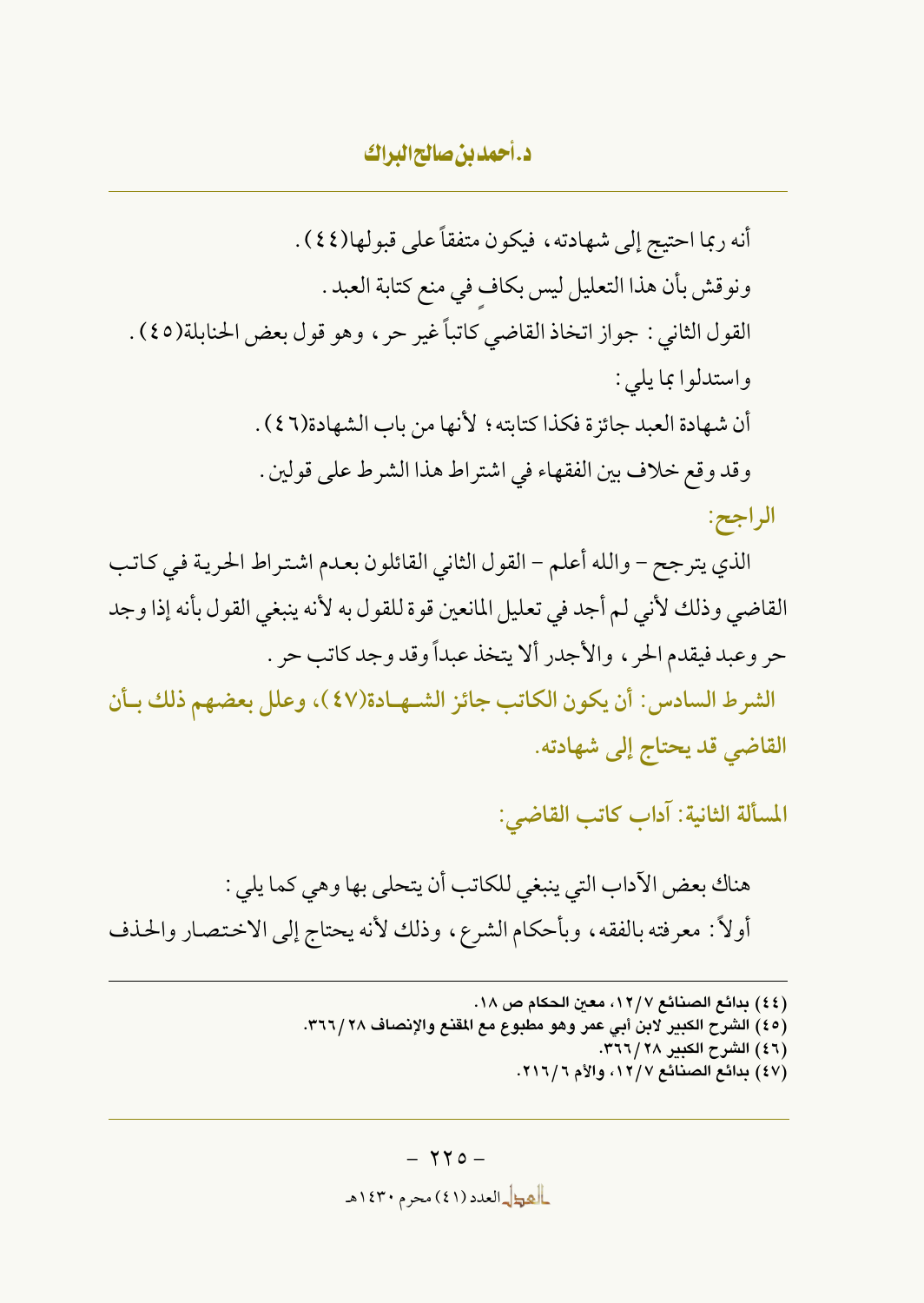أنه ربما احتيج إلى شهادته، فيكون متفقاً على قبولها(٤٤).

ونوقش بأن هذا التعليل ليس بكافٍ في منع كتابة العبد.

القول الثاني: جواز اتخاذ القاضي كاتباً غير حر، وهو قول بعض الحنابلة(٤٥).

واستدلوا بما يلي:

أن شهادة العبد جائزة فكذا كتابته؛ لأنها من باب الشهادة(٤٦).

وقد وقع خلاف بين الفقهاء في اشتراط هذا الشرط على قولين.

**الراجح:**

الذي يترجح - والله أعلم - القول الثاني القائلون بعدم اشتراط الحرية في كاتب القاضي وذلك لأني لم أجد في تعليل المانعين قوة للقول به لأنه ينبغي القول بأنه إذا وجد حر وعبد فيقدم الحر، والأجدر ألا يتخذ عبداً وقد وجد كاتب حر.

**الشرط السادس: أن يكون الكاتب جائز الشهادة(٤٧)، وعلل بعضهم ذلك بأن القاضي قد يحتاج إلى شهادته.**

## المسألة الثانية: آداب كاتب القاضي:

هناك بعض الآداب التي ينبغي للكاتب أن يتحلى بها وهي كما يلي:

أولاً: معرفته بالفقه، وبأحكام الشرع، وذلك لأنه يحتاج إلى الاختصار والحذف

---

(٤٤) بدائع الصنائع ٧/١٢، معين الحكام ص ١٨.

(٤٥) الشرح الكبير لابن أبي عمر وهو مطبوع مع المقنع والإنصاف ٢٨/٣٦٦.

(٤٦) الشرح الكبير ٢٨/٣٦٦.

(٤٧) بدائع الصنائع ٧/١٢، والأم ٦/٢١٦.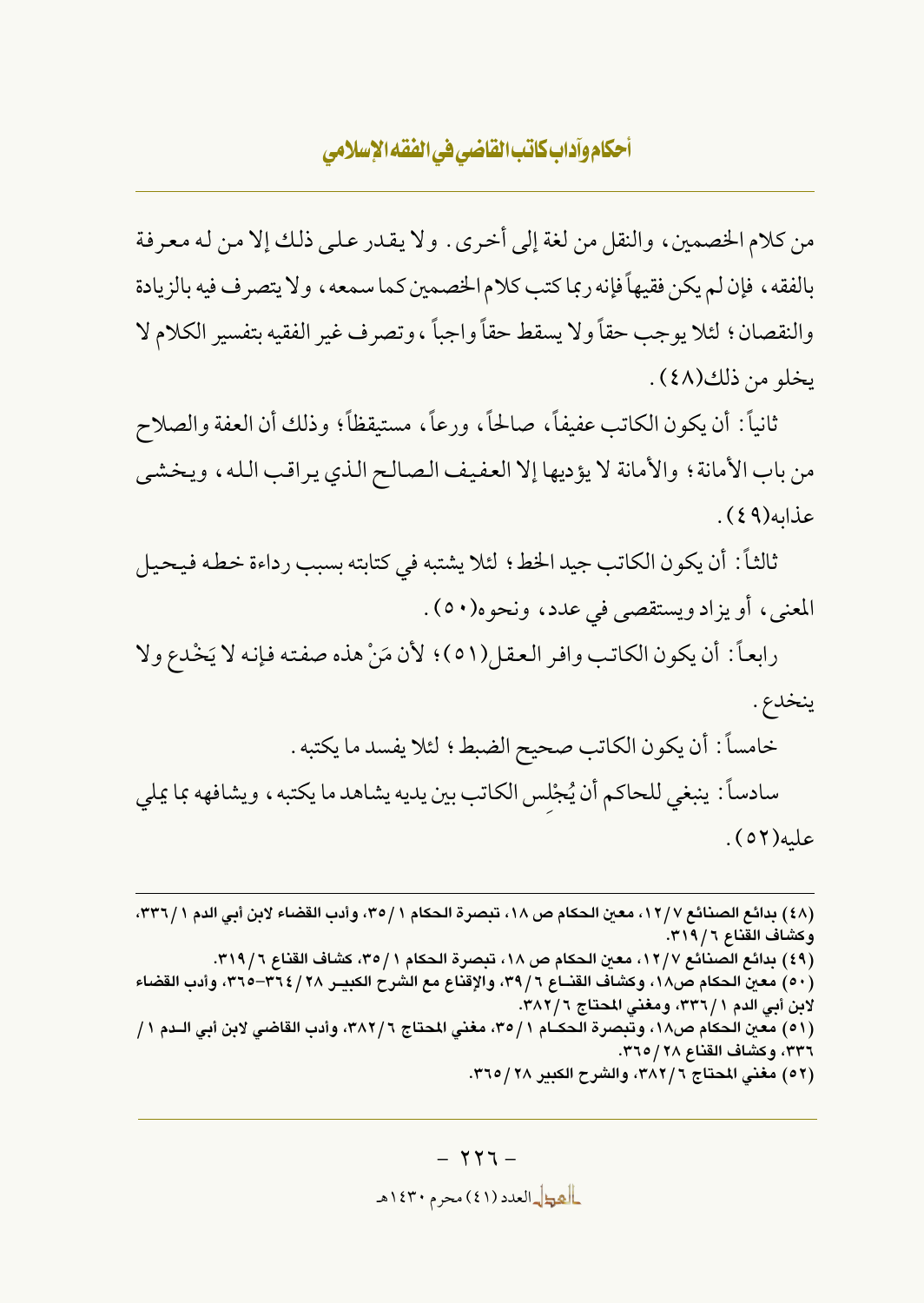من كلام الخصمين، والنقل من لغة إلى أخرى. ولا يقدر على ذلك إلا من له معرفة بالفقه، فإن لم يكن فقيهاً فإنه ربما كتب كلام الخصمين كما سمعه، ولا يتصرف فيه بالزيادة والنقصان؛ لئلا يوجب حقاً ولا يسقط حقاً واجباً، وتصرف غير الفقيه بتفسير الكلام لا يخلو من ذلك(٤٨).

ثانياً: أن يكون الكاتب عفيفاً، صالحاً، ورعاً، مستيقظاً؛ وذلك أن العفة والصلاح من باب الأمانة؛ والأمانة لا يؤديها إلا العفيف الصالح الذي يراقب الله، ويخشى عذابه(٤٩).

ثالثاً: أن يكون الكاتب جيد الخط؛ لئلا يشتبه في كتابته بسبب رداءة خطه فيحيل المعنى، أو يزاد ويستقصى في عدد، ونحوه(٥٠).

رابعاً: أن يكون الكاتب وافر العقل(٥١)؛ لأن مَنْ هذه صفته فإنه لا يَخْدع ولا ينخدع.

خامساً: أن يكون الكاتب صحيح الضبط؛ لئلا يفسد ما يكتبه.

سادساً: ينبغي للحاكم أن يُجْلِس الكاتب بين يديه يشاهد ما يكتبه، ويشافهه بما يملي عليه(٥٢).

---

(٤٨) بدائع الصنائع ٧/١٢، معين الحكام ص ١٨، تبصرة الحكام ١/٣٥، وأدب القضاء لابن أبي الدم ١/٣٣٦، وكشاف القناع ٦/٣١٩.

(٤٩) بدائع الصنائع ٧/١٢، معين الحكام ص ١٨، تبصرة الحكام ١/٣٥، كشاف القناع ٦/٣١٩.

(٥٠) معين الحكام ص١٨، وكشاف القناع ٦/٣٩، والإقناع مع الشرح الكبير ٢٨/٣٦٤-٣٦٥، وأدب القضاء لابن أبي الدم ١/٣٣٦، ومغني المحتاج ٦/٣٨٢.

(٥١) معين الحكام ص١٨، وتبصرة الحكام ١/٣٥، مغني المحتاج ٦/٣٨٢، وأدب القاضي لابن أبي الدم ١/٣٣٦، وكشاف القناع ٢٨/٣٦٥.

(٥٢) مغني المحتاج ٦/٣٨٢، والشرح الكبير ٢٨/٣٦٥.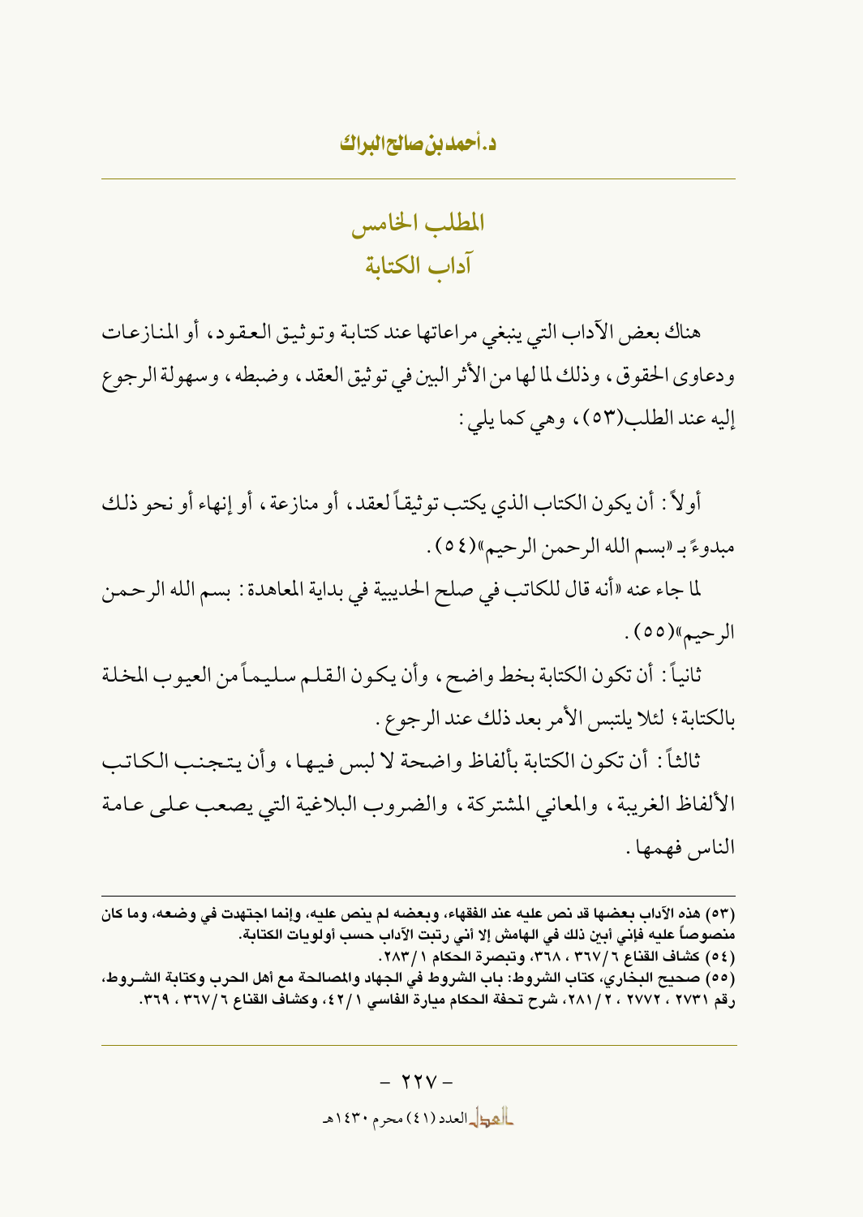## المطلب الخامس
## آداب الكتابة

هناك بعض الآداب التي ينبغي مراعاتها عند كتابة وتوثيق العقود، أو المنازعات ودعاوى الحقوق، وذلك لما لها من الأثر البين في توثيق العقد، وضبطه، وسهولة الرجوع إليه عند الطلب(٥٣)، وهي كما يلي:

أولاً: أن يكون الكتاب الذي يكتب توثيقاً لعقد، أو منازعة، أو إنهاء أو نحو ذلك مبدوءً بـ «بسم الله الرحمن الرحيم»(٥٤).

لما جاء عنه «أنه قال للكاتب في صلح الحديبية في بداية المعاهدة: بسم الله الرحمن الرحيم»(٥٥).

ثانياً: أن تكون الكتابة بخط واضح، وأن يكون القلم سليماً من العيوب المخلة بالكتابة؛ لئلا يلتبس الأمر بعد ذلك عند الرجوع.

ثالثاً: أن تكون الكتابة بألفاظ واضحة لا لبس فيها، وأن يتجنب الكاتب الألفاظ الغريبة، والمعاني المشتركة، والضروب البلاغية التي يصعب على عامة الناس فهمها.

---

(٥٣) هذه الآداب بعضها قد نص عليه عند الفقهاء، وبعضه لم ينص عليه، وإنما اجتهدت في وضعه، وما كان منصوصاً عليه فإني أبين ذلك في الهامش إلا أني رتبت الآداب حسب أولويات الكتابة.

(٥٤) كشاف القناع ٦/٣٦٧، ٣٦٨، وتبصرة الحكام ١/٢٨٣.

(٥٥) صحيح البخاري، كتاب الشروط: باب الشروط في الجهاد والمصالحة مع أهل الحرب وكتابة الشروط، رقم ٢٧٣١، ٢٧٧٢، ٢/٢٨١، شرح تحفة الحكام ميارة الفاسي ١/٤٢، وكشاف القناع ٦/٣٦٧، ٣٦٩.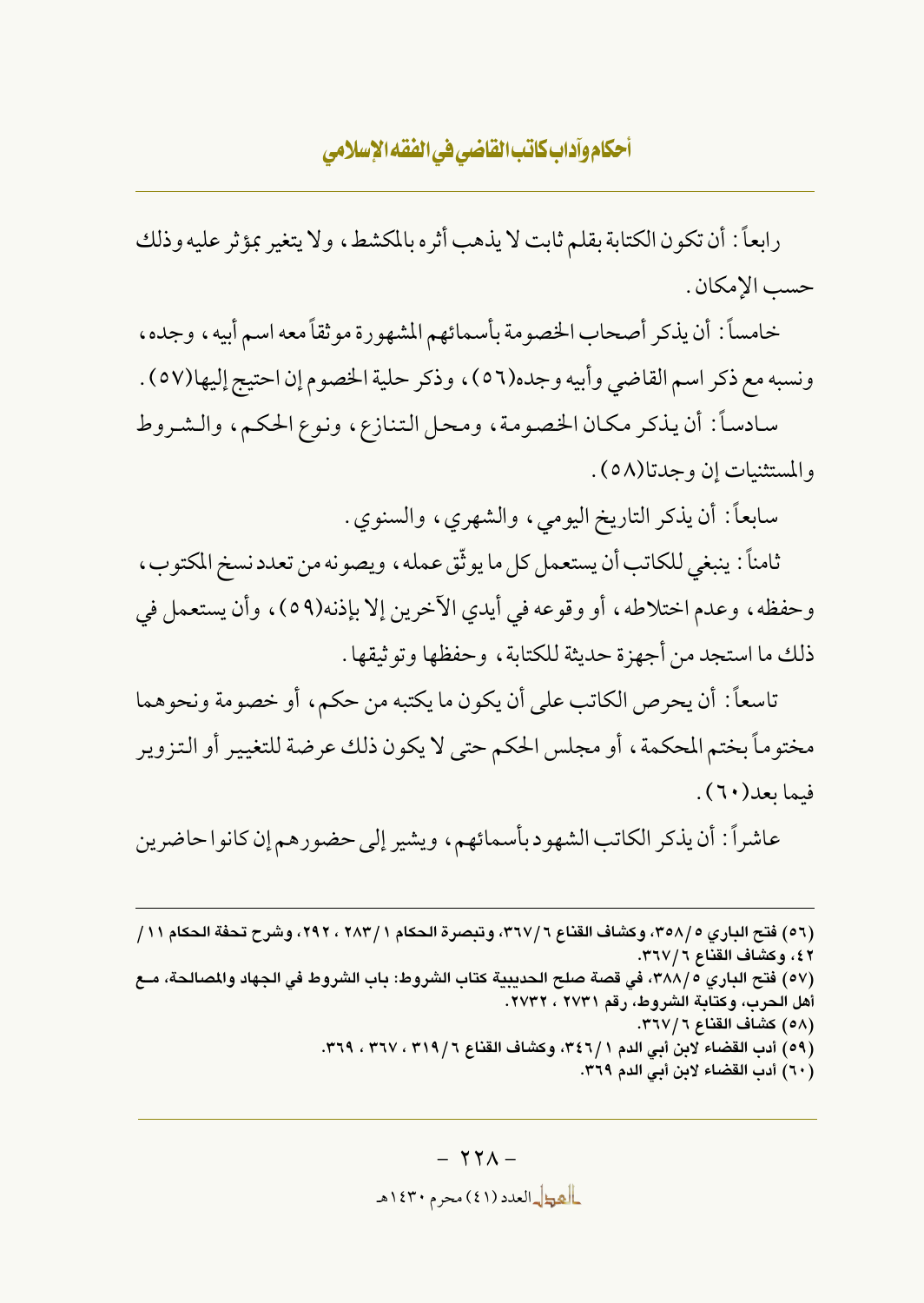رابعاً: أن تكون الكتابة بقلم ثابت لا يذهب أثره بالمكشط، ولا يتغير بمؤثر عليه وذلك حسب الإمكان.

خامساً: أن يذكر أصحاب الخصومة بأسمائهم المشهورة موثقاً معه اسم أبيه، وجده، ونسبه مع ذكر اسم القاضي وأبيه وجده(٥٦)، وذكر حلية الخصوم إن احتيج إليها(٥٧).

سادساً: أن يذكر مكان الخصومة، ومحل التنازع، ونوع الحكم، والشروط والمستثنيات إن وجدتا(٥٨).

سابعاً: أن يذكر التاريخ اليومي، والشهري، والسنوي.

ثامناً: ينبغي للكاتب أن يستعمل كل ما يوثّق عمله، ويصونه من تعدد نسخ المكتوب، وحفظه، وعدم اختلاطه، أو وقوعه في أيدي الآخرين إلا بإذنه(٥٩)، وأن يستعمل في ذلك ما استجد من أجهزة حديثة للكتابة، وحفظها وتوثيقها.

تاسعاً: أن يحرص الكاتب على أن يكون ما يكتبه من حكم، أو خصومة ونحوهما مختوماً بختم المحكمة، أو مجلس الحكم حتى لا يكون ذلك عرضة للتغيير أو التزوير فيما بعد(٦٠).

عاشراً: أن يذكر الكاتب الشهود بأسمائهم، ويشير إلى حضورهم إن كانوا حاضرين

---

(٥٦) فتح الباري ٥/٣٥٨، وكشاف القناع ٦/٣٦٧، وتبصرة الحكام ١/٢٨٣ ، ٢٩٢، وشرح تحفة الحكام ١١/ ٤٢، وكشاف القناع ٦/٣٦٧.

(٥٧) فتح الباري ٥/٣٨٨، في قصة صلح الحديبية كتاب الشروط: باب الشروط في الجهاد والمصالحة، مع أهل الحرب، وكتابة الشروط، رقم ٢٧٣١ ، ٢٧٣٢.

(٥٨) كشاف القناع ٦/٣٦٧.

(٥٩) أدب القضاء لابن أبي الدم ١/٣٤٦، وكشاف القناع ٦/٣١٩ ، ٣٦٧ ، ٣٦٩.

(٦٠) أدب القضاء لابن أبي الدم ٣٦٩.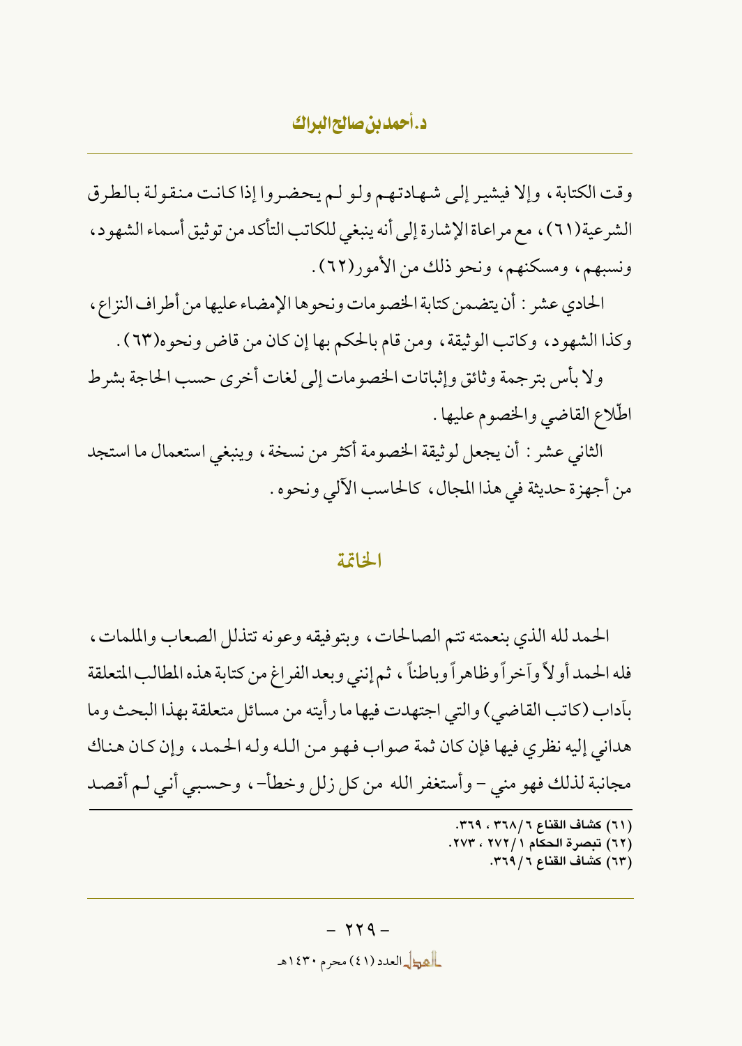وقت الكتابة، وإلا فيشير إلى شهادتهم ولو لم يحضروا إذا كانت منقولة بالطرق الشرعية(٦١)، مع مراعاة الإشارة إلى أنه ينبغي للكاتب التأكد من توثيق أسماء الشهود، ونسبهم، ومسكنهم، ونحو ذلك من الأمور(٦٢).

الحادي عشر: أن يتضمن كتابة الخصومات ونحوها الإمضاء عليها من أطراف النزاع، وكذا الشهود، وكاتب الوثيقة، ومن قام بالحكم بها إن كان من قاضٍ ونحوه(٦٣).

ولا بأس بترجمة وثائق وإثباتات الخصومات إلى لغات أخرى حسب الحاجة بشرط اطّلاع القاضي والخصوم عليها.

الثاني عشر: أن يجعل لوثيقة الخصومة أكثر من نسخة، وينبغي استعمال ما استجد من أجهزة حديثة في هذا المجال، كالحاسب الآلي ونحوه.

## الخاتمة

الحمد لله الذي بنعمته تتم الصالحات، وبتوفيقه وعونه تتذلل الصعاب والملمات، فله الحمد أولاً وآخراً وظاهراً وباطناً، ثم إنني وبعد الفراغ من كتابة هذه المطالب المتعلقة بآداب (كاتب القاضي) والتي اجتهدت فيها ما رأيته من مسائل متعلقة بهذا البحث وما هداني إليه نظري فيها فإن كان ثمة صواب فهو من الله وله الحمد، وإن كان هناك مجانبة لذلك فهو مني - وأستغفر الله من كل زلل وخطأ-، وحسبي أني لم أقصد

---

(٦١) كشاف القناع ٦/٣٦٨، ٣٦٩.
(٦٢) تبصرة الحكام ١/٢٧٢، ٢٧٣.
(٦٣) كشاف القناع ٦/٣٦٩.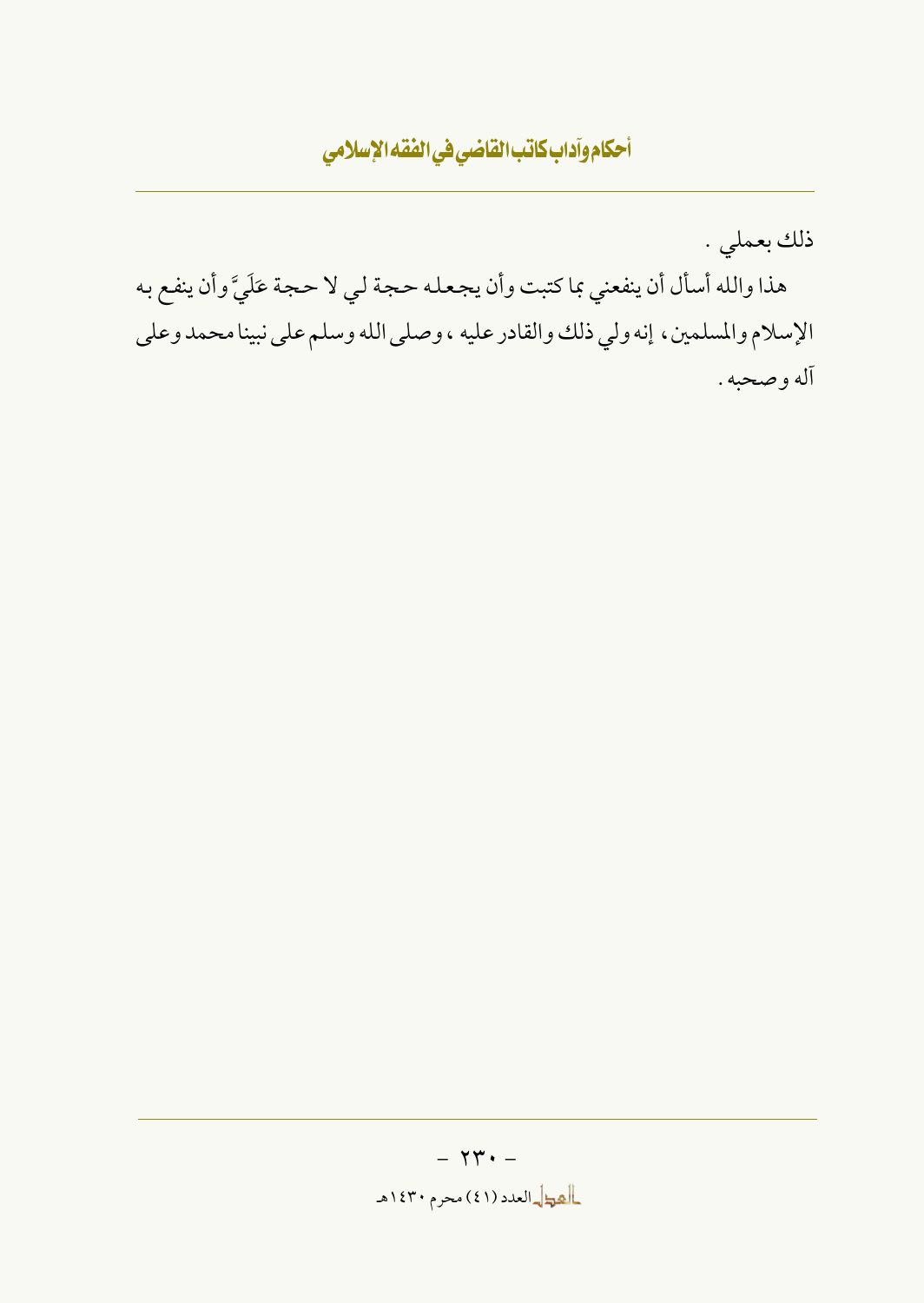ذلك بعملي .

هذا والله أسأل أن ينفعني بما كتبت وأن يجعله حجة لي لا حجة عَلَيَّ وأن ينفع به الإسلام والمسلمين، إنه ولي ذلك والقادر عليه ، وصلى الله وسلم على نبينا محمد وعلى آله وصحبه .